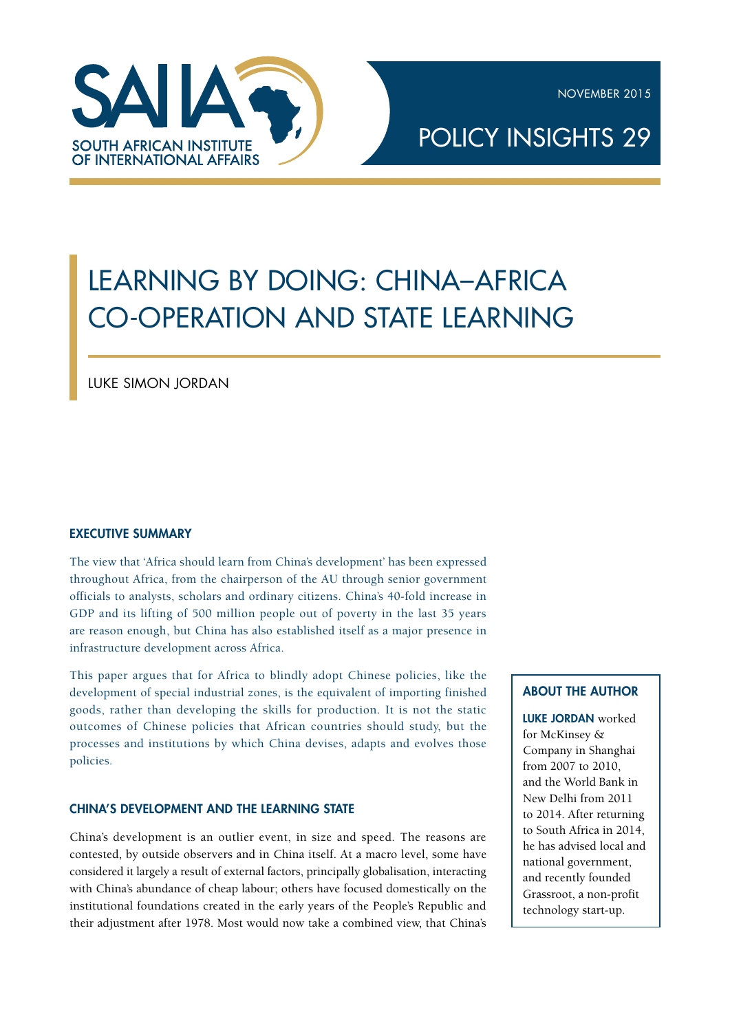SAIIA
SOUTH AFRICAN INSTITUTE OF INTERNATIONAL AFFAIRS

NOVEMBER 2015

POLICY INSIGHTS 29

# LEARNING BY DOING: CHINA–AFRICA CO-OPERATION AND STATE LEARNING

LUKE SIMON JORDAN

## EXECUTIVE SUMMARY

The view that 'Africa should learn from China's development' has been expressed throughout Africa, from the chairperson of the AU through senior government officials to analysts, scholars and ordinary citizens. China's 40-fold increase in GDP and its lifting of 500 million people out of poverty in the last 35 years are reason enough, but China has also established itself as a major presence in infrastructure development across Africa.

This paper argues that for Africa to blindly adopt Chinese policies, like the development of special industrial zones, is the equivalent of importing finished goods, rather than developing the skills for production. It is not the static outcomes of Chinese policies that African countries should study, but the processes and institutions by which China devises, adapts and evolves those policies.

## ABOUT THE AUTHOR

**LUKE JORDAN** worked for McKinsey & Company in Shanghai from 2007 to 2010, and the World Bank in New Delhi from 2011 to 2014. After returning to South Africa in 2014, he has advised local and national government, and recently founded Grassroot, a non-profit technology start-up.

## CHINA'S DEVELOPMENT AND THE LEARNING STATE

China's development is an outlier event, in size and speed. The reasons are contested, by outside observers and in China itself. At a macro level, some have considered it largely a result of external factors, principally globalisation, interacting with China's abundance of cheap labour; others have focused domestically on the institutional foundations created in the early years of the People's Republic and their adjustment after 1978. Most would now take a combined view, that China's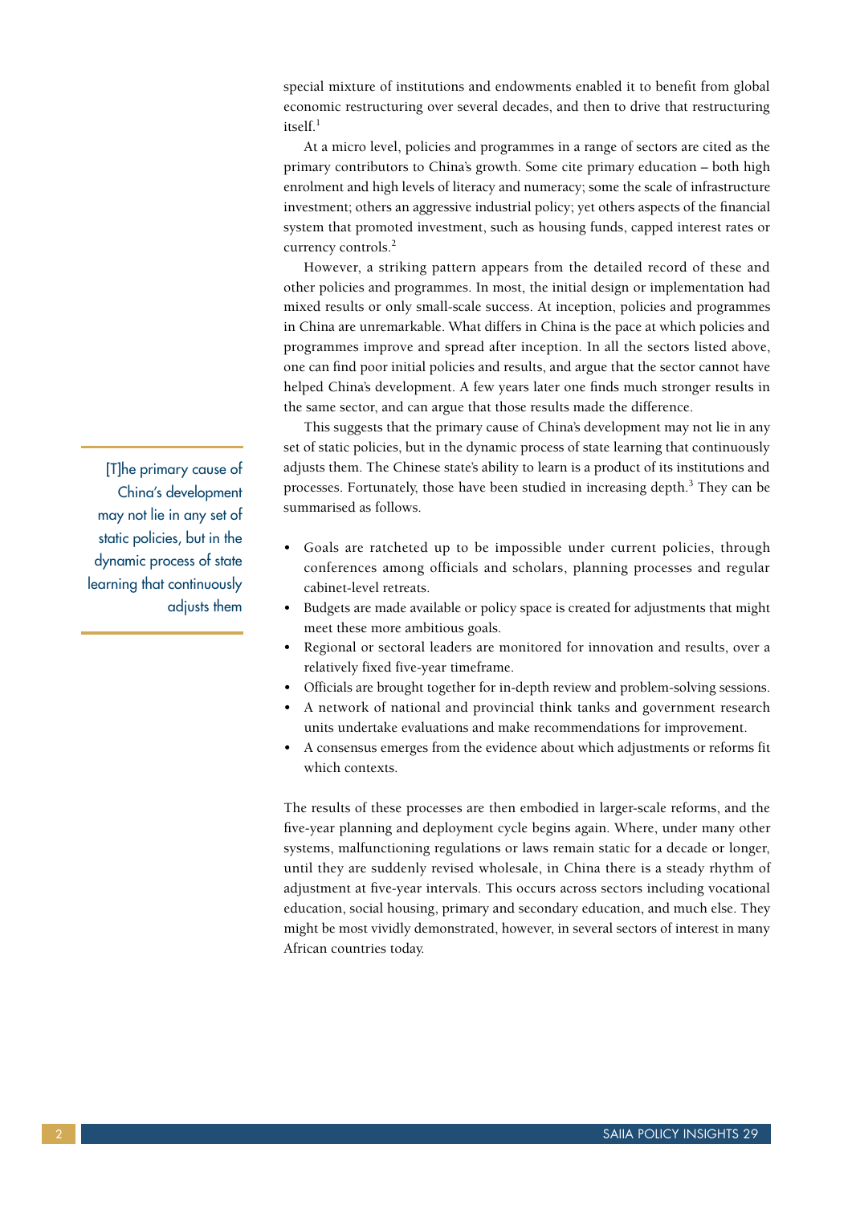special mixture of institutions and endowments enabled it to benefit from global economic restructuring over several decades, and then to drive that restructuring itself.[1]

At a micro level, policies and programmes in a range of sectors are cited as the primary contributors to China's growth. Some cite primary education – both high enrolment and high levels of literacy and numeracy; some the scale of infrastructure investment; others an aggressive industrial policy; yet others aspects of the financial system that promoted investment, such as housing funds, capped interest rates or currency controls.[2]

However, a striking pattern appears from the detailed record of these and other policies and programmes. In most, the initial design or implementation had mixed results or only small-scale success. At inception, policies and programmes in China are unremarkable. What differs in China is the pace at which policies and programmes improve and spread after inception. In all the sectors listed above, one can find poor initial policies and results, and argue that the sector cannot have helped China's development. A few years later one finds much stronger results in the same sector, and can argue that those results made the difference.

This suggests that the primary cause of China's development may not lie in any set of static policies, but in the dynamic process of state learning that continuously adjusts them. The Chinese state's ability to learn is a product of its institutions and processes. Fortunately, those have been studied in increasing depth.[3] They can be summarised as follows.

> [T]he primary cause of China's development may not lie in any set of static policies, but in the dynamic process of state learning that continuously adjusts them

- Goals are ratcheted up to be impossible under current policies, through conferences among officials and scholars, planning processes and regular cabinet-level retreats.
- Budgets are made available or policy space is created for adjustments that might meet these more ambitious goals.
- Regional or sectoral leaders are monitored for innovation and results, over a relatively fixed five-year timeframe.
- Officials are brought together for in-depth review and problem-solving sessions.
- A network of national and provincial think tanks and government research units undertake evaluations and make recommendations for improvement.
- A consensus emerges from the evidence about which adjustments or reforms fit which contexts.

The results of these processes are then embodied in larger-scale reforms, and the five-year planning and deployment cycle begins again. Where, under many other systems, malfunctioning regulations or laws remain static for a decade or longer, until they are suddenly revised wholesale, in China there is a steady rhythm of adjustment at five-year intervals. This occurs across sectors including vocational education, social housing, primary and secondary education, and much else. They might be most vividly demonstrated, however, in several sectors of interest in many African countries today.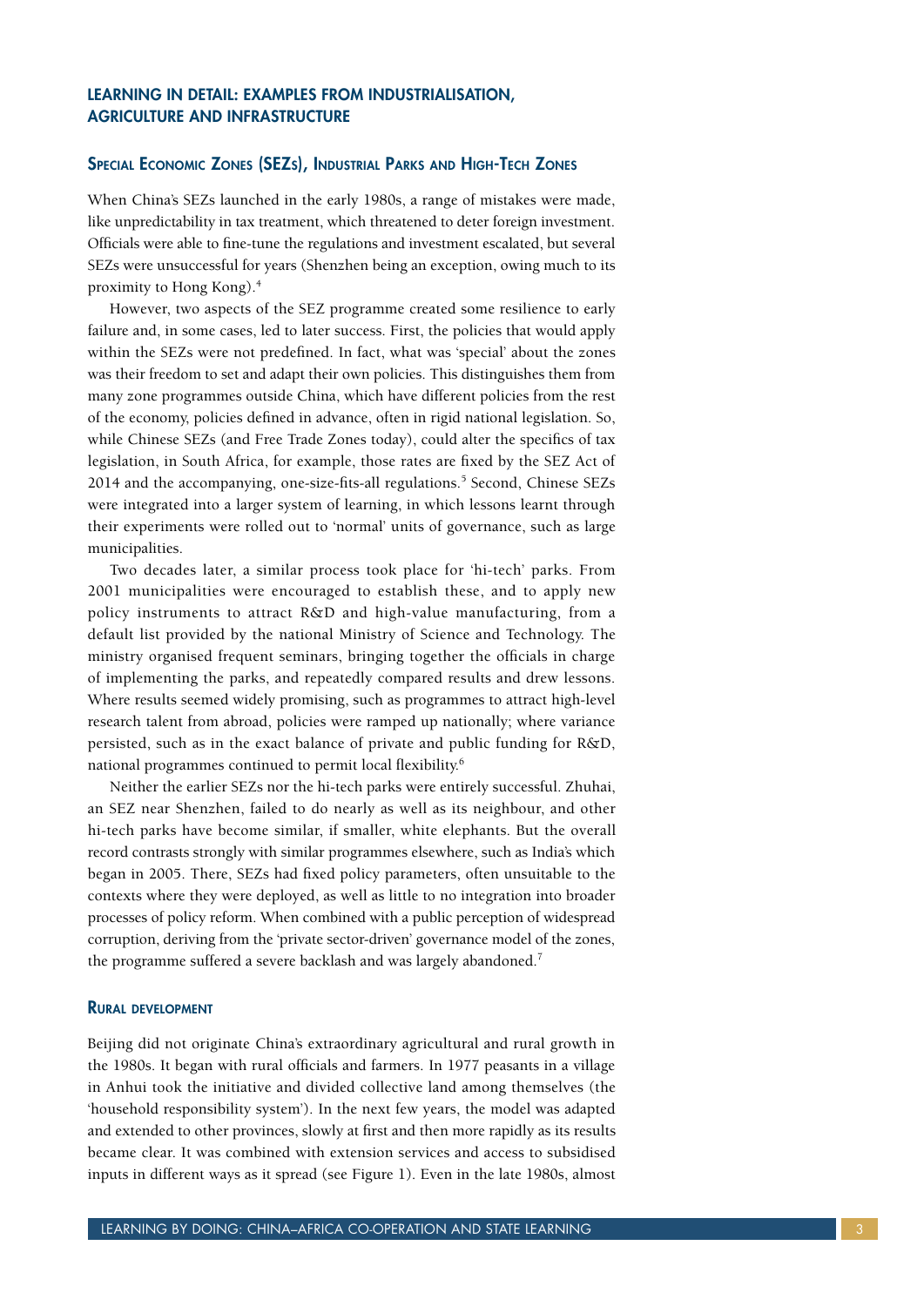## LEARNING IN DETAIL: EXAMPLES FROM INDUSTRIALISATION, AGRICULTURE AND INFRASTRUCTURE

### Special Economic Zones (SEZs), Industrial Parks and High-Tech Zones

When China's SEZs launched in the early 1980s, a range of mistakes were made, like unpredictability in tax treatment, which threatened to deter foreign investment. Officials were able to fine-tune the regulations and investment escalated, but several SEZs were unsuccessful for years (Shenzhen being an exception, owing much to its proximity to Hong Kong).[4]

However, two aspects of the SEZ programme created some resilience to early failure and, in some cases, led to later success. First, the policies that would apply within the SEZs were not predefined. In fact, what was 'special' about the zones was their freedom to set and adapt their own policies. This distinguishes them from many zone programmes outside China, which have different policies from the rest of the economy, policies defined in advance, often in rigid national legislation. So, while Chinese SEZs (and Free Trade Zones today), could alter the specifics of tax legislation, in South Africa, for example, those rates are fixed by the SEZ Act of 2014 and the accompanying, one-size-fits-all regulations.[5] Second, Chinese SEZs were integrated into a larger system of learning, in which lessons learnt through their experiments were rolled out to 'normal' units of governance, such as large municipalities.

Two decades later, a similar process took place for 'hi-tech' parks. From 2001 municipalities were encouraged to establish these, and to apply new policy instruments to attract R&D and high-value manufacturing, from a default list provided by the national Ministry of Science and Technology. The ministry organised frequent seminars, bringing together the officials in charge of implementing the parks, and repeatedly compared results and drew lessons. Where results seemed widely promising, such as programmes to attract high-level research talent from abroad, policies were ramped up nationally; where variance persisted, such as in the exact balance of private and public funding for R&D, national programmes continued to permit local flexibility.[6]

Neither the earlier SEZs nor the hi-tech parks were entirely successful. Zhuhai, an SEZ near Shenzhen, failed to do nearly as well as its neighbour, and other hi-tech parks have become similar, if smaller, white elephants. But the overall record contrasts strongly with similar programmes elsewhere, such as India's which began in 2005. There, SEZs had fixed policy parameters, often unsuitable to the contexts where they were deployed, as well as little to no integration into broader processes of policy reform. When combined with a public perception of widespread corruption, deriving from the 'private sector-driven' governance model of the zones, the programme suffered a severe backlash and was largely abandoned.[7]

### Rural development

Beijing did not originate China's extraordinary agricultural and rural growth in the 1980s. It began with rural officials and farmers. In 1977 peasants in a village in Anhui took the initiative and divided collective land among themselves (the 'household responsibility system'). In the next few years, the model was adapted and extended to other provinces, slowly at first and then more rapidly as its results became clear. It was combined with extension services and access to subsidised inputs in different ways as it spread (see Figure 1). Even in the late 1980s, almost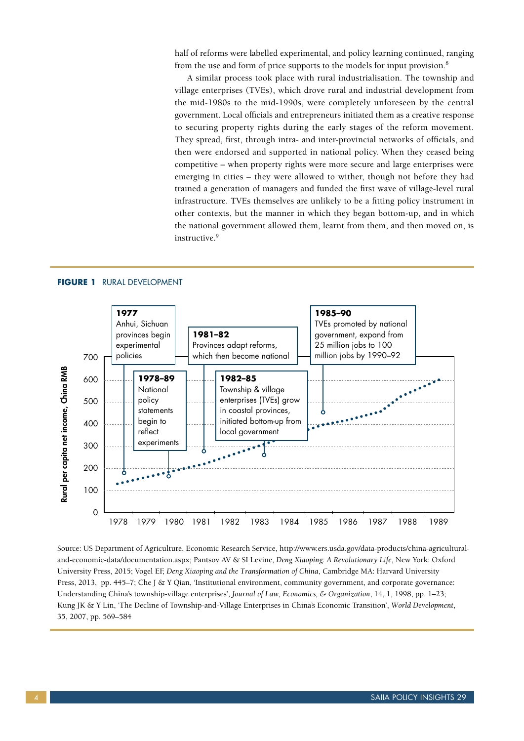half of reforms were labelled experimental, and policy learning continued, ranging from the use and form of price supports to the models for input provision.[8]

A similar process took place with rural industrialisation. The township and village enterprises (TVEs), which drove rural and industrial development from the mid-1980s to the mid-1990s, were completely unforeseen by the central government. Local officials and entrepreneurs initiated them as a creative response to securing property rights during the early stages of the reform movement. They spread, first, through intra- and inter-provincial networks of officials, and then were endorsed and supported in national policy. When they ceased being competitive – when property rights were more secure and large enterprises were emerging in cities – they were allowed to wither, though not before they had trained a generation of managers and funded the first wave of village-level rural infrastructure. TVEs themselves are unlikely to be a fitting policy instrument in other contexts, but the manner in which they began bottom-up, and in which the national government allowed them, learnt from them, and then moved on, is instructive.[9]

**FIGURE 1** RURAL DEVELOPMENT

Rural per capita net income, China RMB (y-axis: 0–700); x-axis: 1978–1989

- **1977** Anhui, Sichuan provinces begin experimental policies
- **1978–89** National policy statements begin to reflect experiments
- **1981–82** Provinces adapt reforms, which then become national
- **1982–85** Township & village enterprises (TVEs) grow in coastal provinces, initiated bottom-up from local government
- **1985–90** TVEs promoted by national government, expand from 25 million jobs to 100 million jobs by 1990–92

Source: US Department of Agriculture, Economic Research Service, http://www.ers.usda.gov/data-products/china-agricultural-and-economic-data/documentation.aspx; Pantsov AV & SI Levine, *Deng Xiaoping: A Revolutionary Life*, New York: Oxford University Press, 2015; Vogel EF, *Deng Xiaoping and the Transformation of China*, Cambridge MA: Harvard University Press, 2013, pp. 445–7; Che J & Y Qian, 'Institutional environment, community government, and corporate governance: Understanding China's township-village enterprises', *Journal of Law, Economics, & Organization*, 14, 1, 1998, pp. 1–23; Kung JK & Y Lin, 'The Decline of Township-and-Village Enterprises in China's Economic Transition', *World Development*, 35, 2007, pp. 569–584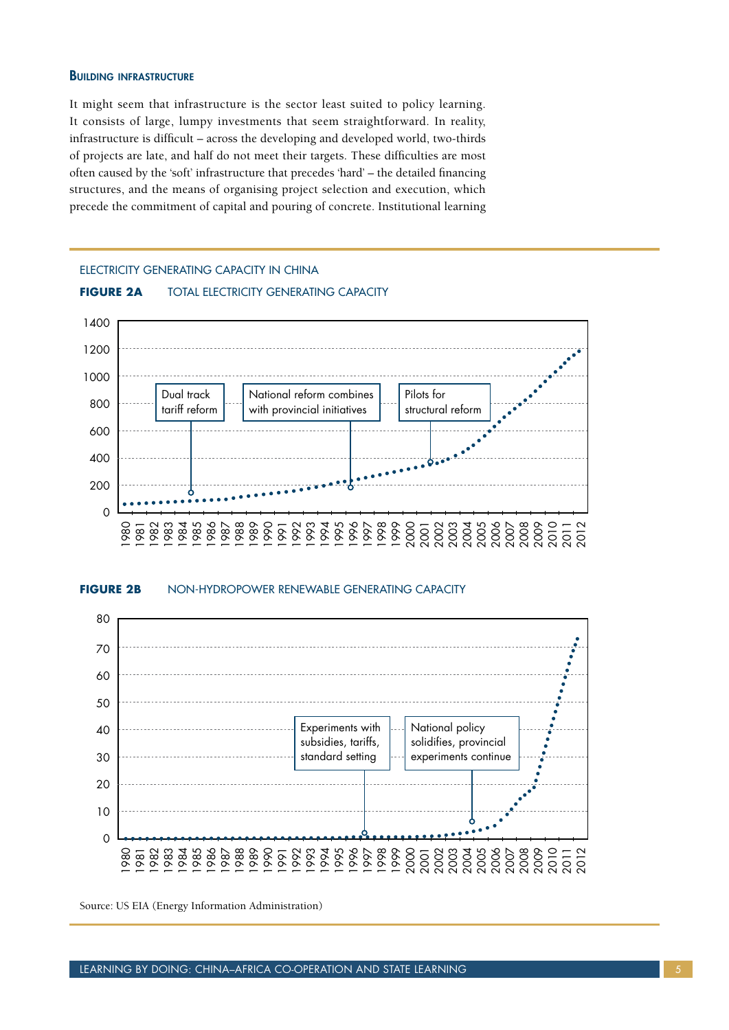### Building infrastructure

It might seem that infrastructure is the sector least suited to policy learning. It consists of large, lumpy investments that seem straightforward. In reality, infrastructure is difficult – across the developing and developed world, two-thirds of projects are late, and half do not meet their targets. These difficulties are most often caused by the 'soft' infrastructure that precedes 'hard' – the detailed financing structures, and the means of organising project selection and execution, which precede the commitment of capital and pouring of concrete. Institutional learning

ELECTRICITY GENERATING CAPACITY IN CHINA

**FIGURE 2A** TOTAL ELECTRICITY GENERATING CAPACITY

Chart annotations: Dual track tariff reform (1984); National reform combines with provincial initiatives (1996); Pilots for structural reform (2001)

**FIGURE 2B** NON-HYDROPOWER RENEWABLE GENERATING CAPACITY

Chart annotations: Experiments with subsidies, tariffs, standard setting (1997); National policy solidifies, provincial experiments continue (2005)

Source: US EIA (Energy Information Administration)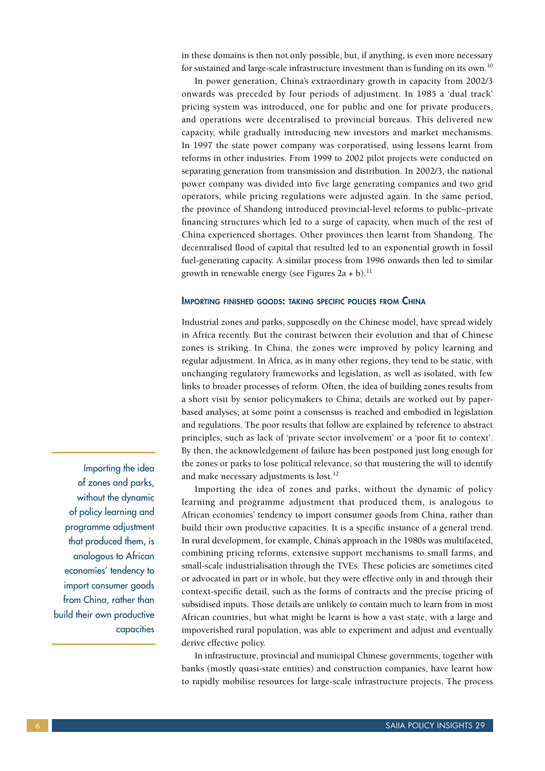in these domains is then not only possible, but, if anything, is even more necessary for sustained and large-scale infrastructure investment than is funding on its own.[10]

In power generation, China's extraordinary growth in capacity from 2002/3 onwards was preceded by four periods of adjustment. In 1985 a 'dual track' pricing system was introduced, one for public and one for private producers, and operations were decentralised to provincial bureaus. This delivered new capacity, while gradually introducing new investors and market mechanisms. In 1997 the state power company was corporatised, using lessons learnt from reforms in other industries. From 1999 to 2002 pilot projects were conducted on separating generation from transmission and distribution. In 2002/3, the national power company was divided into five large generating companies and two grid operators, while pricing regulations were adjusted again. In the same period, the province of Shandong introduced provincial-level reforms to public–private financing structures which led to a surge of capacity, when much of the rest of China experienced shortages. Other provinces then learnt from Shandong. The decentralised flood of capital that resulted led to an exponential growth in fossil fuel-generating capacity. A similar process from 1996 onwards then led to similar growth in renewable energy (see Figures 2a + b).[11]

## Importing finished goods: taking specific policies from China

Industrial zones and parks, supposedly on the Chinese model, have spread widely in Africa recently. But the contrast between their evolution and that of Chinese zones is striking. In China, the zones were improved by policy learning and regular adjustment. In Africa, as in many other regions, they tend to be static, with unchanging regulatory frameworks and legislation, as well as isolated, with few links to broader processes of reform. Often, the idea of building zones results from a short visit by senior policymakers to China; details are worked out by paper-based analyses; at some point a consensus is reached and embodied in legislation and regulations. The poor results that follow are explained by reference to abstract principles, such as lack of 'private sector involvement' or a 'poor fit to context'. By then, the acknowledgement of failure has been postponed just long enough for the zones or parks to lose political relevance, so that mustering the will to identify and make necessary adjustments is lost.[12]

> Importing the idea of zones and parks, without the dynamic of policy learning and programme adjustment that produced them, is analogous to African economies' tendency to import consumer goods from China, rather than build their own productive capacities

Importing the idea of zones and parks, without the dynamic of policy learning and programme adjustment that produced them, is analogous to African economies' tendency to import consumer goods from China, rather than build their own productive capacities. It is a specific instance of a general trend. In rural development, for example, China's approach in the 1980s was multifaceted, combining pricing reforms, extensive support mechanisms to small farms, and small-scale industrialisation through the TVEs. These policies are sometimes cited or advocated in part or in whole, but they were effective only in and through their context-specific detail, such as the forms of contracts and the precise pricing of subsidised inputs. Those details are unlikely to contain much to learn from in most African countries, but what might be learnt is how a vast state, with a large and impoverished rural population, was able to experiment and adjust and eventually derive effective policy.

In infrastructure, provincial and municipal Chinese governments, together with banks (mostly quasi-state entities) and construction companies, have learnt how to rapidly mobilise resources for large-scale infrastructure projects. The process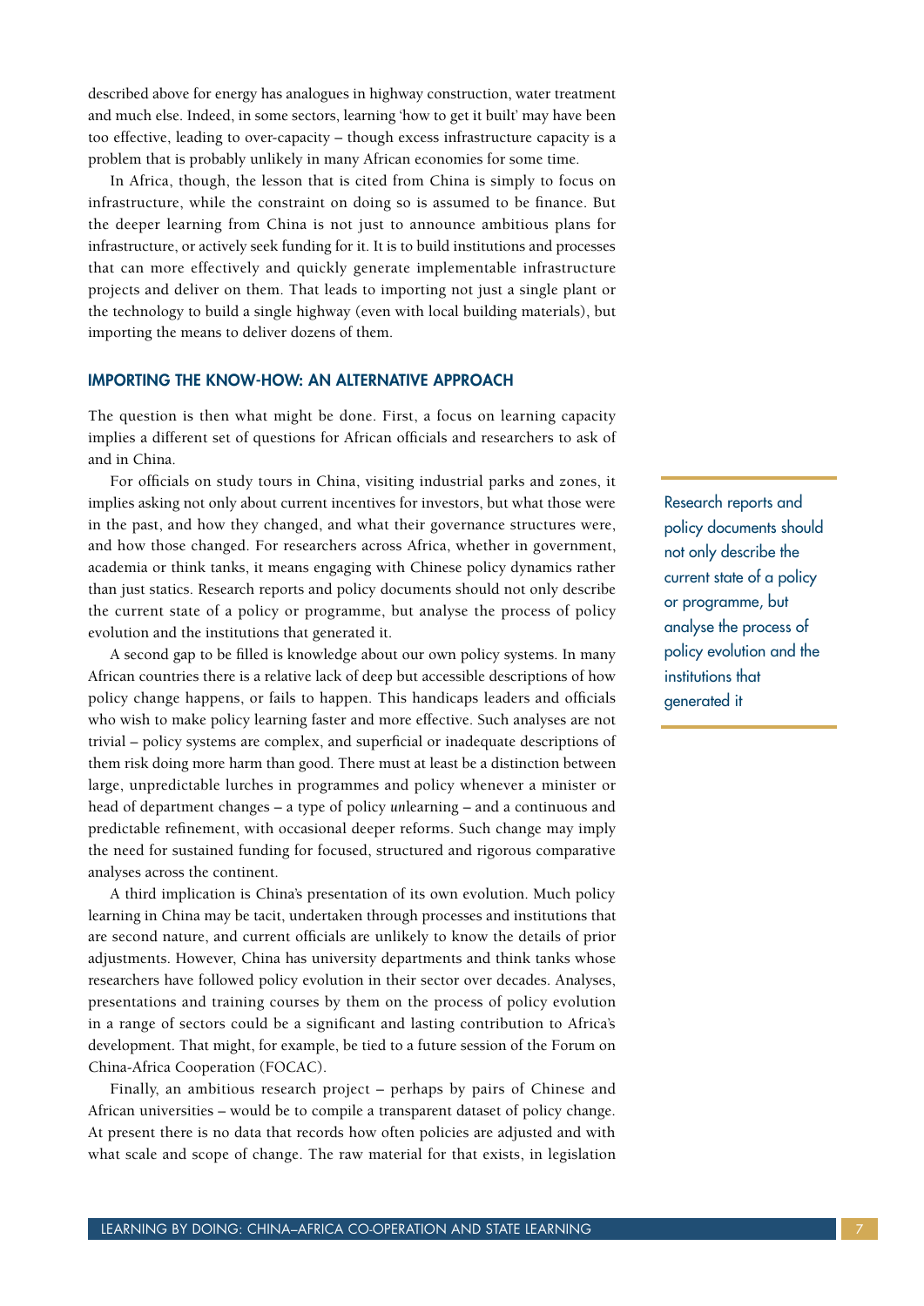described above for energy has analogues in highway construction, water treatment and much else. Indeed, in some sectors, learning 'how to get it built' may have been too effective, leading to over-capacity – though excess infrastructure capacity is a problem that is probably unlikely in many African economies for some time.

In Africa, though, the lesson that is cited from China is simply to focus on infrastructure, while the constraint on doing so is assumed to be finance. But the deeper learning from China is not just to announce ambitious plans for infrastructure, or actively seek funding for it. It is to build institutions and processes that can more effectively and quickly generate implementable infrastructure projects and deliver on them. That leads to importing not just a single plant or the technology to build a single highway (even with local building materials), but importing the means to deliver dozens of them.

## IMPORTING THE KNOW-HOW: AN ALTERNATIVE APPROACH

The question is then what might be done. First, a focus on learning capacity implies a different set of questions for African officials and researchers to ask of and in China.

For officials on study tours in China, visiting industrial parks and zones, it implies asking not only about current incentives for investors, but what those were in the past, and how they changed, and what their governance structures were, and how those changed. For researchers across Africa, whether in government, academia or think tanks, it means engaging with Chinese policy dynamics rather than just statics. Research reports and policy documents should not only describe the current state of a policy or programme, but analyse the process of policy evolution and the institutions that generated it.

> Research reports and policy documents should not only describe the current state of a policy or programme, but analyse the process of policy evolution and the institutions that generated it

A second gap to be filled is knowledge about our own policy systems. In many African countries there is a relative lack of deep but accessible descriptions of how policy change happens, or fails to happen. This handicaps leaders and officials who wish to make policy learning faster and more effective. Such analyses are not trivial – policy systems are complex, and superficial or inadequate descriptions of them risk doing more harm than good. There must at least be a distinction between large, unpredictable lurches in programmes and policy whenever a minister or head of department changes – a type of policy *un*learning – and a continuous and predictable refinement, with occasional deeper reforms. Such change may imply the need for sustained funding for focused, structured and rigorous comparative analyses across the continent.

A third implication is China's presentation of its own evolution. Much policy learning in China may be tacit, undertaken through processes and institutions that are second nature, and current officials are unlikely to know the details of prior adjustments. However, China has university departments and think tanks whose researchers have followed policy evolution in their sector over decades. Analyses, presentations and training courses by them on the process of policy evolution in a range of sectors could be a significant and lasting contribution to Africa's development. That might, for example, be tied to a future session of the Forum on China-Africa Cooperation (FOCAC).

Finally, an ambitious research project – perhaps by pairs of Chinese and African universities – would be to compile a transparent dataset of policy change. At present there is no data that records how often policies are adjusted and with what scale and scope of change. The raw material for that exists, in legislation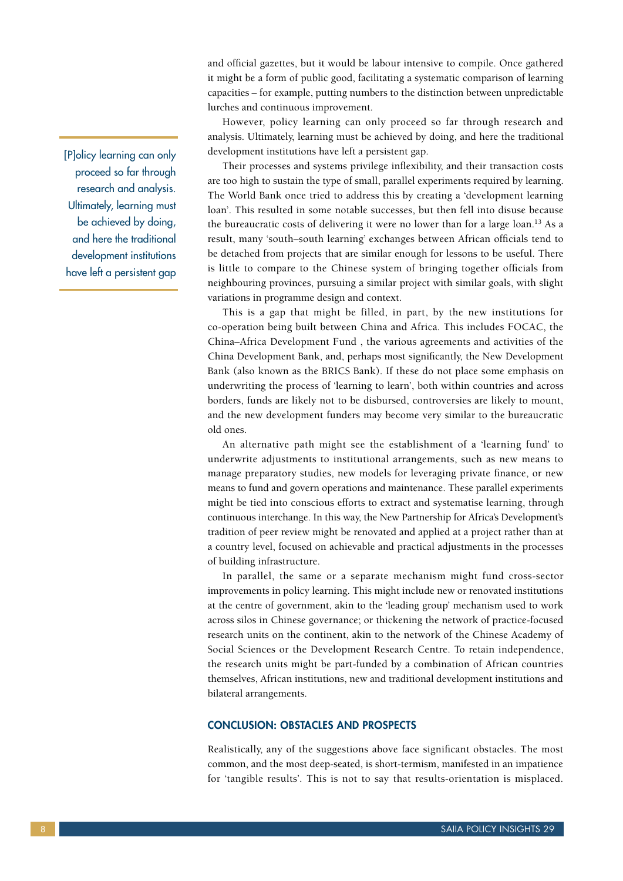and official gazettes, but it would be labour intensive to compile. Once gathered it might be a form of public good, facilitating a systematic comparison of learning capacities – for example, putting numbers to the distinction between unpredictable lurches and continuous improvement.

However, policy learning can only proceed so far through research and analysis. Ultimately, learning must be achieved by doing, and here the traditional development institutions have left a persistent gap.

> [P]olicy learning can only proceed so far through research and analysis. Ultimately, learning must be achieved by doing, and here the traditional development institutions have left a persistent gap

Their processes and systems privilege inflexibility, and their transaction costs are too high to sustain the type of small, parallel experiments required by learning. The World Bank once tried to address this by creating a 'development learning loan'. This resulted in some notable successes, but then fell into disuse because the bureaucratic costs of delivering it were no lower than for a large loan.[13] As a result, many 'south–south learning' exchanges between African officials tend to be detached from projects that are similar enough for lessons to be useful. There is little to compare to the Chinese system of bringing together officials from neighbouring provinces, pursuing a similar project with similar goals, with slight variations in programme design and context.

This is a gap that might be filled, in part, by the new institutions for co-operation being built between China and Africa. This includes FOCAC, the China–Africa Development Fund , the various agreements and activities of the China Development Bank, and, perhaps most significantly, the New Development Bank (also known as the BRICS Bank). If these do not place some emphasis on underwriting the process of 'learning to learn', both within countries and across borders, funds are likely not to be disbursed, controversies are likely to mount, and the new development funders may become very similar to the bureaucratic old ones.

An alternative path might see the establishment of a 'learning fund' to underwrite adjustments to institutional arrangements, such as new means to manage preparatory studies, new models for leveraging private finance, or new means to fund and govern operations and maintenance. These parallel experiments might be tied into conscious efforts to extract and systematise learning, through continuous interchange. In this way, the New Partnership for Africa's Development's tradition of peer review might be renovated and applied at a project rather than at a country level, focused on achievable and practical adjustments in the processes of building infrastructure.

In parallel, the same or a separate mechanism might fund cross-sector improvements in policy learning. This might include new or renovated institutions at the centre of government, akin to the 'leading group' mechanism used to work across silos in Chinese governance; or thickening the network of practice-focused research units on the continent, akin to the network of the Chinese Academy of Social Sciences or the Development Research Centre. To retain independence, the research units might be part-funded by a combination of African countries themselves, African institutions, new and traditional development institutions and bilateral arrangements.

## CONCLUSION: OBSTACLES AND PROSPECTS

Realistically, any of the suggestions above face significant obstacles. The most common, and the most deep-seated, is short-termism, manifested in an impatience for 'tangible results'. This is not to say that results-orientation is misplaced.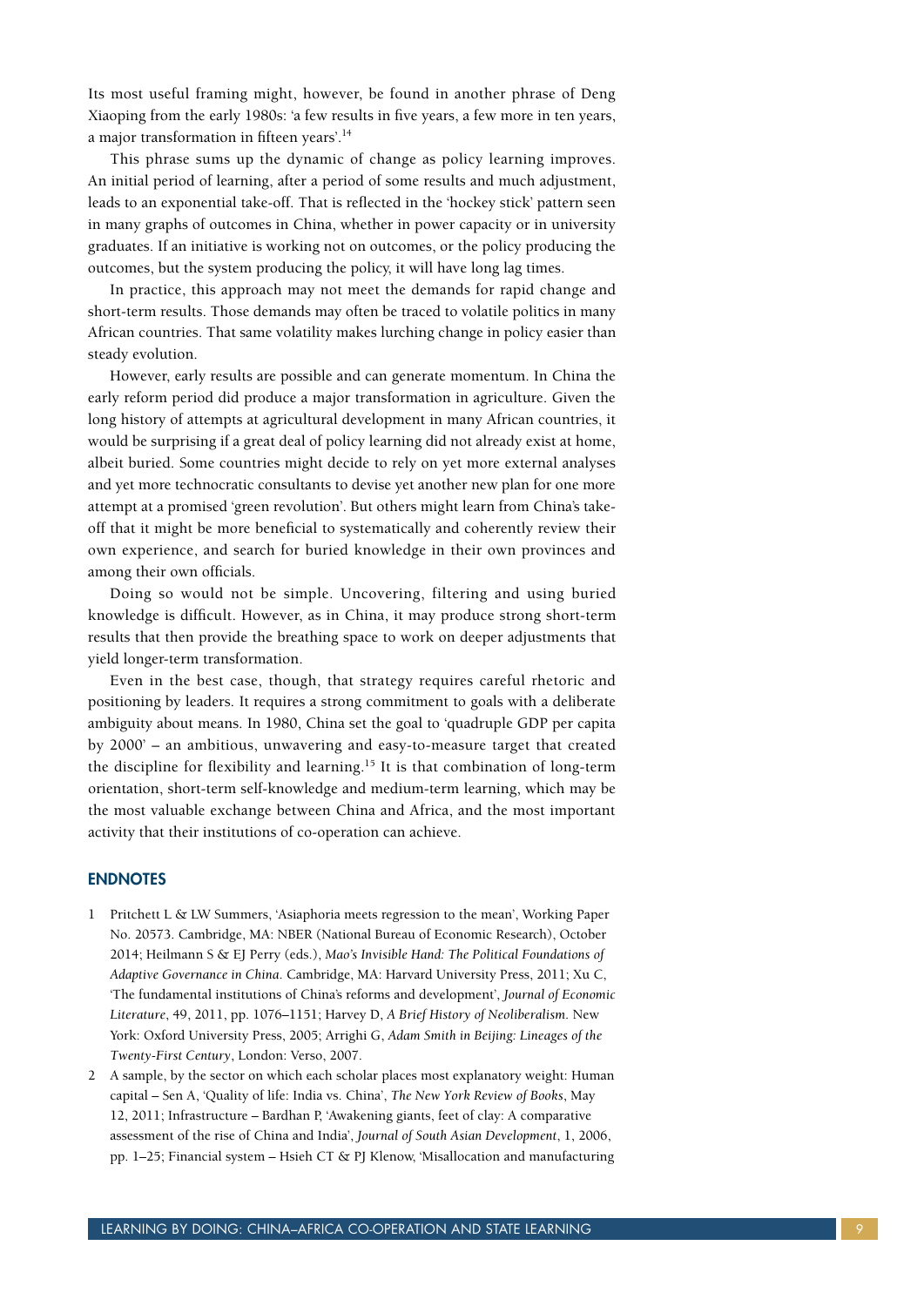Its most useful framing might, however, be found in another phrase of Deng Xiaoping from the early 1980s: 'a few results in five years, a few more in ten years, a major transformation in fifteen years'.[14]

This phrase sums up the dynamic of change as policy learning improves. An initial period of learning, after a period of some results and much adjustment, leads to an exponential take-off. That is reflected in the 'hockey stick' pattern seen in many graphs of outcomes in China, whether in power capacity or in university graduates. If an initiative is working not on outcomes, or the policy producing the outcomes, but the system producing the policy, it will have long lag times.

In practice, this approach may not meet the demands for rapid change and short-term results. Those demands may often be traced to volatile politics in many African countries. That same volatility makes lurching change in policy easier than steady evolution.

However, early results are possible and can generate momentum. In China the early reform period did produce a major transformation in agriculture. Given the long history of attempts at agricultural development in many African countries, it would be surprising if a great deal of policy learning did not already exist at home, albeit buried. Some countries might decide to rely on yet more external analyses and yet more technocratic consultants to devise yet another new plan for one more attempt at a promised 'green revolution'. But others might learn from China's take-off that it might be more beneficial to systematically and coherently review their own experience, and search for buried knowledge in their own provinces and among their own officials.

Doing so would not be simple. Uncovering, filtering and using buried knowledge is difficult. However, as in China, it may produce strong short-term results that then provide the breathing space to work on deeper adjustments that yield longer-term transformation.

Even in the best case, though, that strategy requires careful rhetoric and positioning by leaders. It requires a strong commitment to goals with a deliberate ambiguity about means. In 1980, China set the goal to 'quadruple GDP per capita by 2000' – an ambitious, unwavering and easy-to-measure target that created the discipline for flexibility and learning.[15] It is that combination of long-term orientation, short-term self-knowledge and medium-term learning, which may be the most valuable exchange between China and Africa, and the most important activity that their institutions of co-operation can achieve.

## ENDNOTES

1. Pritchett L & LW Summers, 'Asiaphoria meets regression to the mean', Working Paper No. 20573. Cambridge, MA: NBER (National Bureau of Economic Research), October 2014; Heilmann S & EJ Perry (eds.), *Mao's Invisible Hand: The Political Foundations of Adaptive Governance in China*. Cambridge, MA: Harvard University Press, 2011; Xu C, 'The fundamental institutions of China's reforms and development', *Journal of Economic Literature*, 49, 2011, pp. 1076–1151; Harvey D, *A Brief History of Neoliberalism*. New York: Oxford University Press, 2005; Arrighi G, *Adam Smith in Beijing: Lineages of the Twenty-First Century*, London: Verso, 2007.
2. A sample, by the sector on which each scholar places most explanatory weight: Human capital – Sen A, 'Quality of life: India vs. China', *The New York Review of Books*, May 12, 2011; Infrastructure – Bardhan P, 'Awakening giants, feet of clay: A comparative assessment of the rise of China and India', *Journal of South Asian Development*, 1, 2006, pp. 1–25; Financial system – Hsieh CT & PJ Klenow, 'Misallocation and manufacturing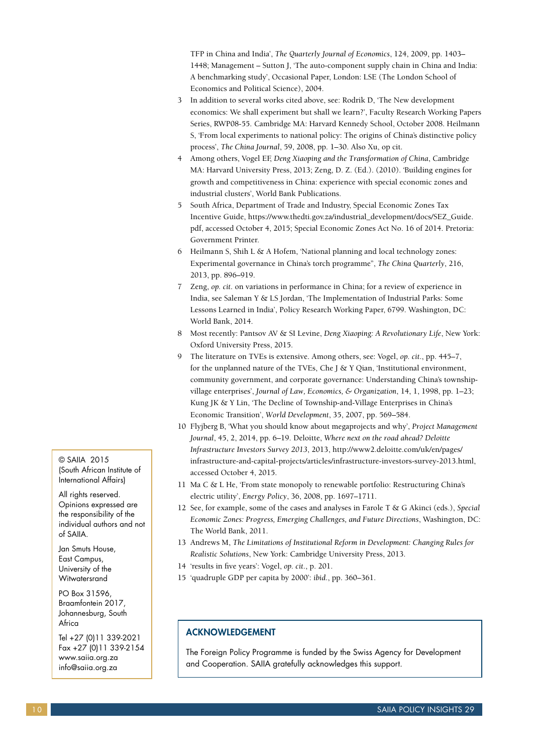TFP in China and India', *The Quarterly Journal of Economics*, 124, 2009, pp. 1403–1448; Management – Sutton J, 'The auto-component supply chain in China and India: A benchmarking study', Occasional Paper, London: LSE (The London School of Economics and Political Science), 2004.

3. In addition to several works cited above, see: Rodrik D, 'The New development economics: We shall experiment but shall we learn?', Faculty Research Working Papers Series, RWP08-55. Cambridge MA: Harvard Kennedy School, October 2008. Heilmann S, 'From local experiments to national policy: The origins of China's distinctive policy process', *The China Journal*, 59, 2008, pp. 1–30. Also Xu, op cit.
4. Among others, Vogel EF, *Deng Xiaoping and the Transformation of China*, Cambridge MA: Harvard University Press, 2013; Zeng, D. Z. (Ed.). (2010). 'Building engines for growth and competitiveness in China: experience with special economic zones and industrial clusters', World Bank Publications.
5. South Africa, Department of Trade and Industry, Special Economic Zones Tax Incentive Guide, https://www.thedti.gov.za/industrial_development/docs/SEZ_Guide.pdf, accessed October 4, 2015; Special Economic Zones Act No. 16 of 2014. Pretoria: Government Printer.
6. Heilmann S, Shih L & A Hofem, 'National planning and local technology zones: Experimental governance in China's torch programme", *The China Quarterly*, 216, 2013, pp. 896–919.
7. Zeng, *op. cit.* on variations in performance in China; for a review of experience in India, see Saleman Y & LS Jordan, 'The Implementation of Industrial Parks: Some Lessons Learned in India', Policy Research Working Paper, 6799. Washington, DC: World Bank, 2014.
8. Most recently: Pantsov AV & SI Levine, *Deng Xiaoping: A Revolutionary Life*, New York: Oxford University Press, 2015.
9. The literature on TVEs is extensive. Among others, see: Vogel, *op. cit.*, pp. 445–7, for the unplanned nature of the TVEs, Che J & Y Qian, 'Institutional environment, community government, and corporate governance: Understanding China's township-village enterprises', *Journal of Law, Economics, & Organization*, 14, 1, 1998, pp. 1–23; Kung JK & Y Lin, 'The Decline of Township-and-Village Enterprises in China's Economic Transition', *World Development*, 35, 2007, pp. 569–584.
10. Flyjberg B, 'What you should know about megaprojects and why', *Project Management Journal*, 45, 2, 2014, pp. 6–19. Deloitte, *Where next on the road ahead? Deloitte Infrastructure Investors Survey 2013*, 2013, http://www2.deloitte.com/uk/en/pages/infrastructure-and-capital-projects/articles/infrastructure-investors-survey-2013.html, accessed October 4, 2015.
11. Ma C & L He, 'From state monopoly to renewable portfolio: Restructuring China's electric utility', *Energy Policy*, 36, 2008, pp. 1697–1711.
12. See, for example, some of the cases and analyses in Farole T & G Akinci (eds.), *Special Economic Zones: Progress, Emerging Challenges, and Future Directions*, Washington, DC: The World Bank, 2011.
13. Andrews M, *The Limitations of Institutional Reform in Development: Changing Rules for Realistic Solutions*, New York: Cambridge University Press, 2013.
14. 'results in five years': Vogel, *op. cit.*, p. 201.
15. 'quadruple GDP per capita by 2000': *ibid.*, pp. 360–361.

## ACKNOWLEDGEMENT

The Foreign Policy Programme is funded by the Swiss Agency for Development and Cooperation. SAIIA gratefully acknowledges this support.

© SAIIA 2015
(South African Institute of International Affairs)

All rights reserved. Opinions expressed are the responsibility of the individual authors and not of SAIIA.

Jan Smuts House, East Campus, University of the Witwatersrand

PO Box 31596, Braamfontein 2017, Johannesburg, South Africa

Tel +27 (0)11 339-2021
Fax +27 (0)11 339-2154
www.saiia.org.za
info@saiia.org.za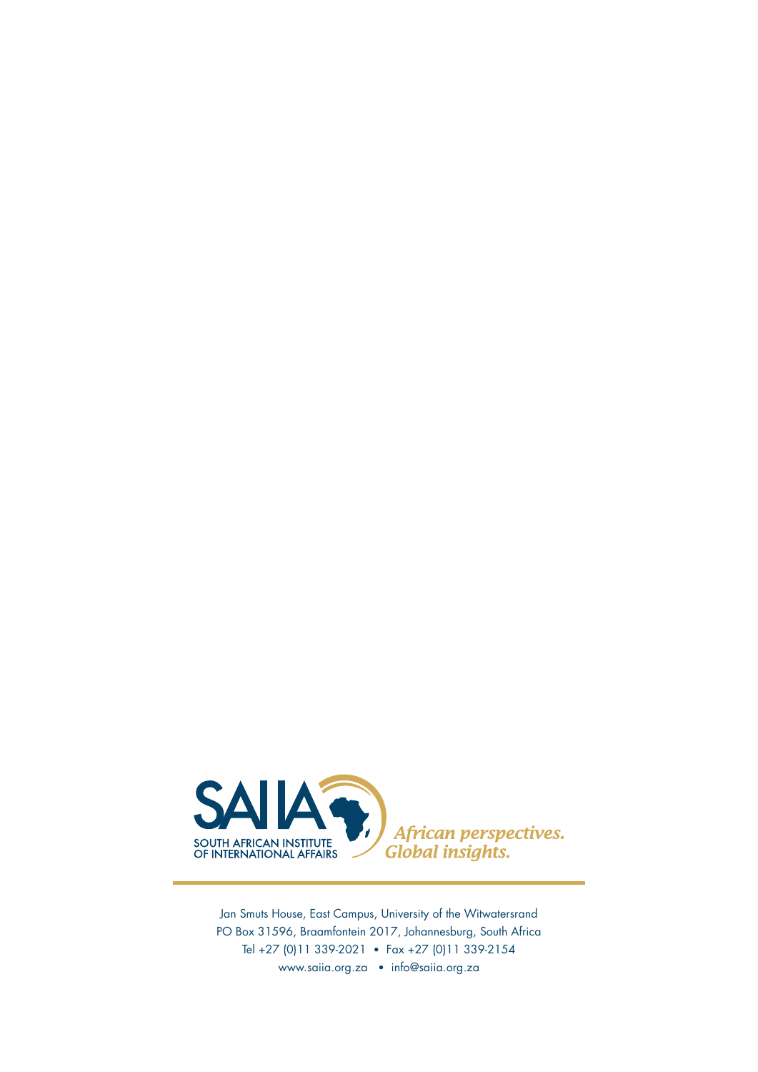SAIIA

SOUTH AFRICAN INSTITUTE OF INTERNATIONAL AFFAIRS

*African perspectives. Global insights.*

Jan Smuts House, East Campus, University of the Witwatersrand
PO Box 31596, Braamfontein 2017, Johannesburg, South Africa
Tel +27 (0)11 339-2021 • Fax +27 (0)11 339-2154
www.saiia.org.za • info@saiia.org.za